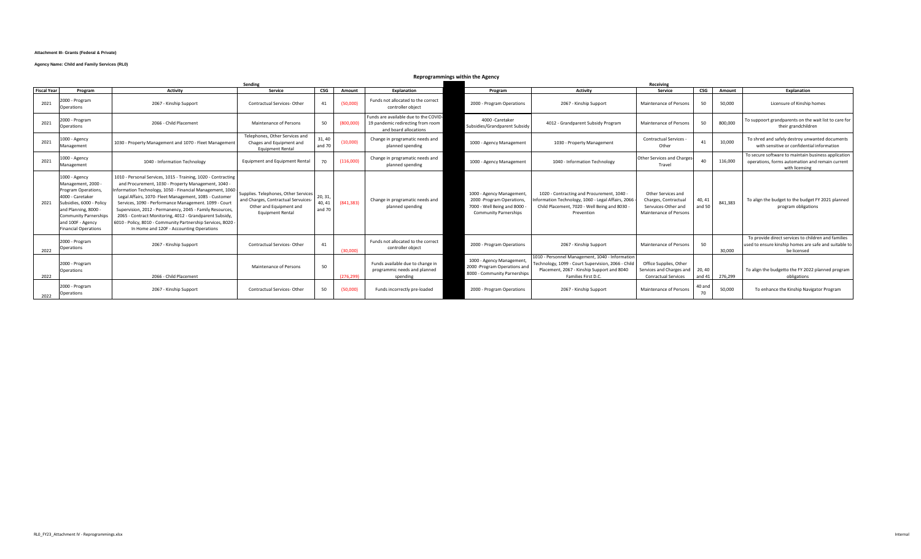**Attachment III- Grants (Federal & Private)**

**Agency Name: Child and Family Services (RL0)**

## Reprogrammings within the Agency

| | Sending | | | | | | Receiving | | | | | |
|---|---|---|---|---|---|---|---|---|---|---|---|---|
| **Fiscal Year** | **Program** | **Activity** | **Service** | **CSG** | **Amount** | **Explanation** | **Program** | **Activity** | **Service** | **CSG** | **Amount** | **Explanation** |
| 2021 | 2000 - Program Operations | 2067 - Kinship Support | Contractual Services- Other | 41 | (50,000) | Funds not allocated to the correct controller object | 2000 - Program Operations | 2067 - Kinship Support | Maintenance of Persons | 50 | 50,000 | Licensure of Kinship homes |
| 2021 | 2000 - Program Operations | 2066 - Child Placement | Maintenance of Persons | 50 | (800,000) | Funds are available due to the COVID-19 pandemic redirecting from room and board allocations | 4000 -Caretaker Subsidies/Grandparent Subsidy | 4012 - Grandparent Subsidy Program | Maintenance of Persons | 50 | 800,000 | To suppoort grandparents on the wait list to care for their grandchildren |
| 2021 | 1000 - Agency Management | 1030 - Property Management and 1070 - Fleet Management | Telephones, Other Services and Chages and Equipment and Equipment Rental | 31, 40 and 70 | (10,000) | Change in programatic needs and planned spending | 1000 - Agency Management | 1030 - Property Management | Contractual Services - Other | 41 | 10,000 | To shred and safely destroy unwanted documents with sensitive or confidential information |
| 2021 | 1000 - Agency Management | 1040 - Information Technology | Equipment and Equipment Rental | 70 | (116,000) | Change in programatic needs and planned spending | 1000 - Agency Management | 1040 - Information Technology | Other Services and Charges-Travel | 40 | 116,000 | To secure software to maintain business application operations, forms automation and remain current with licensing |
| 2021 | 1000 - Agency Management, 2000 - Program Operations, 4000 - Caretaker Subsidies, 6000 - Policy and Planning, 8000 - Community Partnerships and 100F - Agency Financial Operations | 1010 - Personal Services, 1015 - Training, 1020 - Contracting and Procurement, 1030 - Property Management, 1040 - Information Technology, 1050 - Financial Management, 1060 Legal Affairs, 1070- Fleet Management, 1085 - Customer Services, 1090 - Performance Management. 1099 - Court Supervision, 2012 - Permanency, 2045 - Family Resources, 2065 - Contract Monitoring, 4012 - Grandparent Subsidy, 6010 - Policy, 8010 - Community Partnership Services, 8020 - In Home and 120F - Accounting Operations | Supplies. Telephones, Other Services and Charges, Contractual Servcices-Other and Equipment and Equipment Rental | 20, 31, 40, 41 and 70 | (841,383) | Change in programatic needs and planned spending | 1000 - Agency Management, 2000 -Program Operations, 7000 - Well Being and 8000 - Community Parnerships | 1020 - Contracting and Procurement, 1040 - Information Technology, 1060 - Legal Affairs, 2066 - Child Placement, 7020 - Well Being and 8030 - Prevention | Other Services and Charges, Contractual Servuices-Other and Maintenance of Persons | 40, 41 and 50 | 841,383 | To align the budget to the budget FY 2021 planned program obligations |
| 2022 | 2000 - Program Operations | 2067 - Kinship Support | Contractual Services- Other | 41 | (30,000) | Funds not allocated to the correct controller object | 2000 - Program Operations | 2067 - Kinship Support | Maintenance of Persons | 50 | 30,000 | To provide direct services to children and families used to ensure kinship homes are safe and suitable to be licensed |
| 2022 | 2000 - Program Operations | 2066 - Child Placement | Maintenance of Persons | 50 | (276,299) | Funds available due to change in programmic needs and planned spending | 1000 - Agency Management, 2000 -Program Operations and 8000 - Community Parnerships | 1010 - Personnel Management, 1040 - Information Technology, 1099 - Court Supervision, 2066 - Child Placement, 2067 - Kinship Support and 8040 Families First D.C. | Office Supplies, Other Services and Charges and Conractual Services | 20, 40 and 41 | 276,299 | To align the budgetto the FY 2022 planned program obligations |
| 2022 | 2000 - Program Operations | 2067 - Kinship Support | Contractual Services- Other | 50 | (50,000) | Funds incorrectly pre-loaded | 2000 - Program Operations | 2067 - Kinship Support | Maintenance of Persons | 40 and 70 | 50,000 | To enhance the Kinship Navigator Program |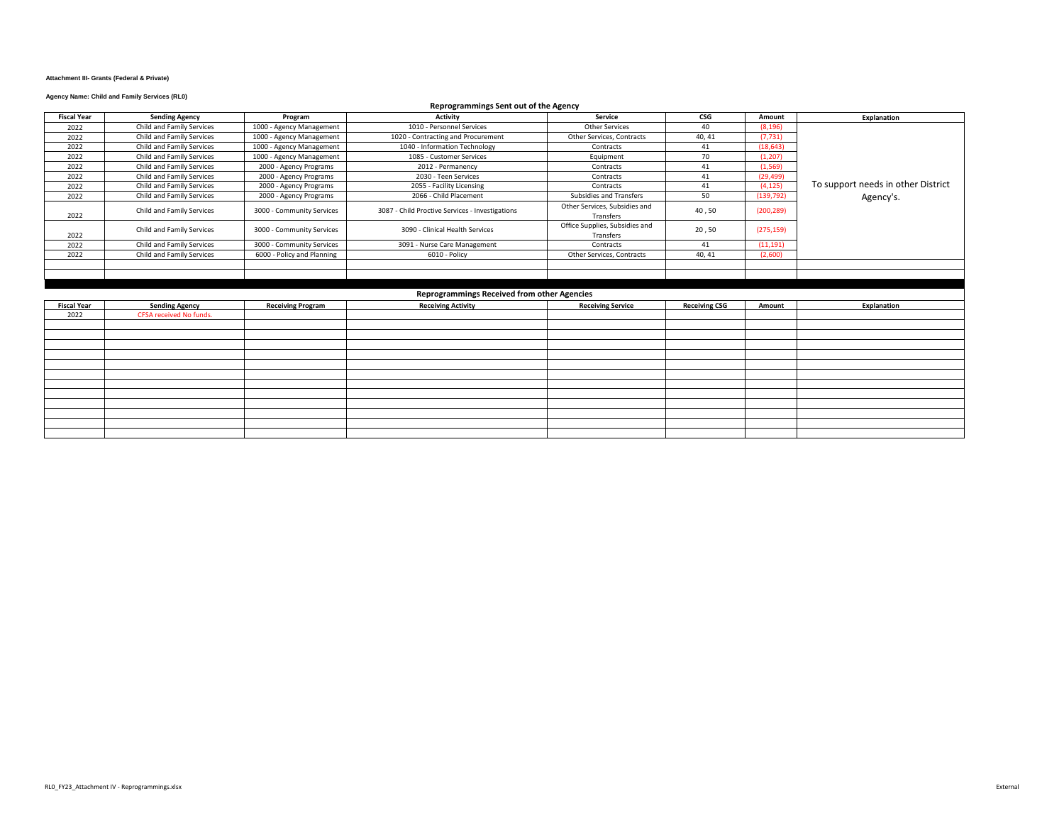**Attachment III- Grants (Federal & Private)**

**Agency Name: Child and Family Services (RL0)**

## Reprogrammings Sent out of the Agency

| Fiscal Year | Sending Agency | Program | Activity | Service | CSG | Amount | Explanation |
|---|---|---|---|---|---|---|---|
| 2022 | Child and Family Services | 1000 - Agency Management | 1010 - Personnel Services | Other Services | 40 | (8,196) | To support needs in other District Agency's. |
| 2022 | Child and Family Services | 1000 - Agency Management | 1020 - Contracting and Procurement | Other Services, Contracts | 40, 41 | (7,731) | |
| 2022 | Child and Family Services | 1000 - Agency Management | 1040 - Information Technology | Contracts | 41 | (18,643) | |
| 2022 | Child and Family Services | 1000 - Agency Management | 1085 - Customer Services | Equipment | 70 | (1,207) | |
| 2022 | Child and Family Services | 2000 - Agency Programs | 2012 - Permanency | Contracts | 41 | (1,569) | |
| 2022 | Child and Family Services | 2000 - Agency Programs | 2030 - Teen Services | Contracts | 41 | (29,499) | |
| 2022 | Child and Family Services | 2000 - Agency Programs | 2055 - Facility Licensing | Contracts | 41 | (4,125) | |
| 2022 | Child and Family Services | 2000 - Agency Programs | 2066 - Child Placement | Subsidies and Transfers | 50 | (139,792) | |
| 2022 | Child and Family Services | 3000 - Community Services | 3087 - Child Proctive Services - Investigations | Other Services, Subsidies and Transfers | 40 , 50 | (200,289) | |
| 2022 | Child and Family Services | 3000 - Community Services | 3090 - Clinical Health Services | Office Supplies, Subsidies and Transfers | 20 , 50 | (275,159) | |
| 2022 | Child and Family Services | 3000 - Community Services | 3091 - Nurse Care Management | Contracts | 41 | (11,191) | |
| 2022 | Child and Family Services | 6000 - Policy and Planning | 6010 - Policy | Other Services, Contracts | 40, 41 | (2,600) | |

## Reprogrammings Received from other Agencies

| Fiscal Year | Sending Agency | Receiving Program | Receiving Activity | Receiving Service | Receiving CSG | Amount | Explanation |
|---|---|---|---|---|---|---|---|
| 2022 | CFSA received No funds. | | | | | | |

RL0_FY23_Attachment IV - Reprogrammings.xlsx